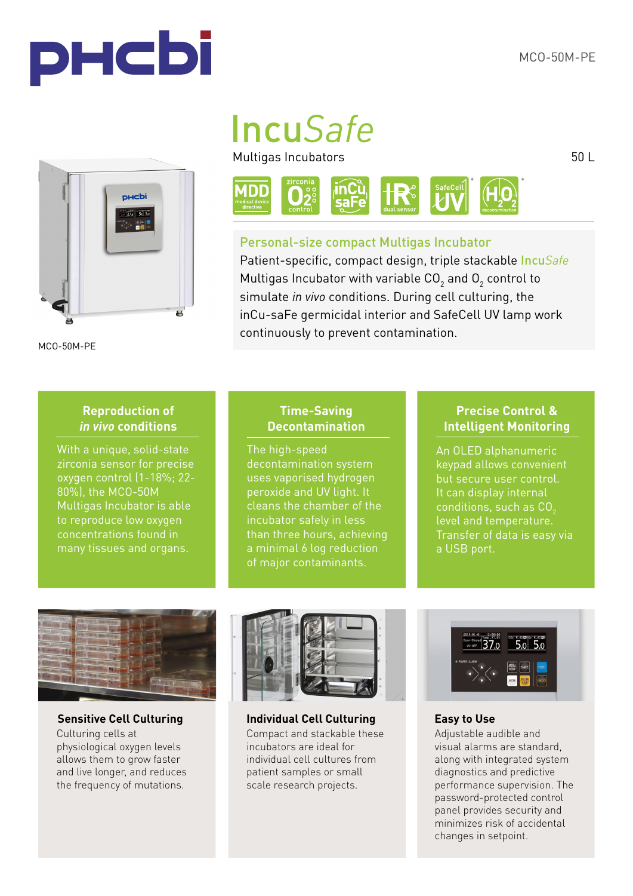MCO-50M-PE

# Incu*Safe*

Multigas Incubators

50 L

MDD medical device directive | zirconia $O_2$ control | inCu saFe | IR dual sensor | SafeCell UV* | $H_2O_2$ decontamination*

## Personal-size compact Multigas Incubator

Patient-specific, compact design, triple stackable Incu*Safe* Multigas Incubator with variable $CO_2$ and $O_2$ control to simulate *in vivo* conditions. During cell culturing, the inCu-saFe germicidal interior and SafeCell UV lamp work continuously to prevent contamination.

MCO-50M-PE

### Reproduction of *in vivo* conditions

With a unique, solid-state zirconia sensor for precise oxygen control (1-18%; 22-80%), the MCO-50M Multigas Incubator is able to reproduce low oxygen concentrations found in many tissues and organs.

### Time-Saving Decontamination

The high-speed decontamination system uses vaporised hydrogen peroxide and UV light. It cleans the chamber of the incubator safely in less than three hours, achieving a minimal 6 log reduction of major contaminants.

### Precise Control & Intelligent Monitoring

An OLED alphanumeric keypad allows convenient but secure user control. It can display internal conditions, such as $CO_2$ level and temperature. Transfer of data is easy via a USB port.

### Sensitive Cell Culturing

Culturing cells at physiological oxygen levels allows them to grow faster and live longer, and reduces the frequency of mutations.

### Individual Cell Culturing

Compact and stackable these incubators are ideal for individual cell cultures from patient samples or small scale research projects.

### Easy to Use

Adjustable audible and visual alarms are standard, along with integrated system diagnostics and predictive performance supervision. The password-protected control panel provides security and minimizes risk of accidental changes in setpoint.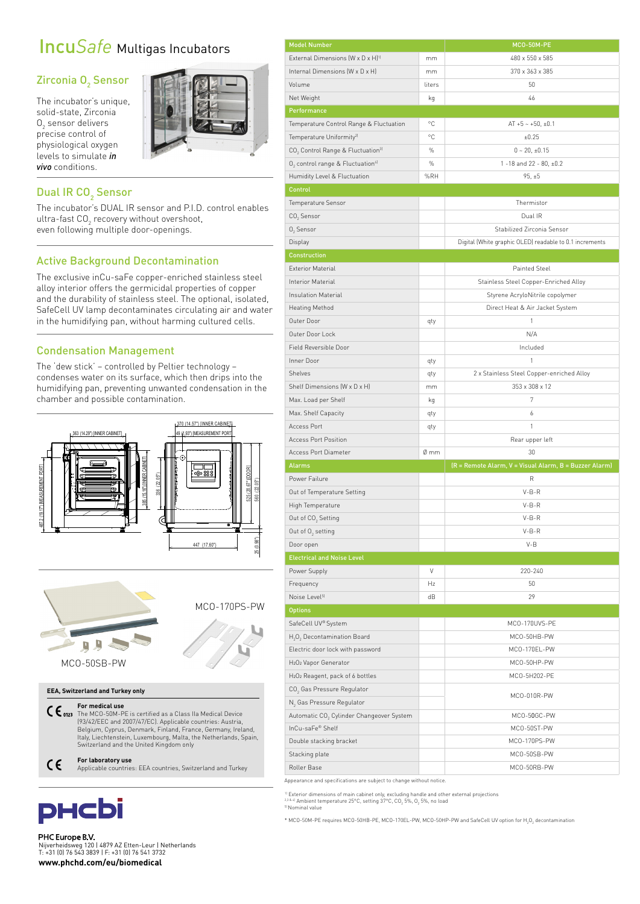# Incu*Safe* Multigas Incubators

## Zirconia $O_2$ Sensor

The incubator's unique, solid-state, Zirconia $O_2$ sensor delivers precise control of physiological oxygen levels to simulate ***in vivo*** conditions.

## Dual IR $CO_2$ Sensor

The incubator's DUAL IR sensor and P.I.D. control enables ultra-fast $CO_2$ recovery without overshoot, even following multiple door-openings.

## Active Background Decontamination

The exclusive inCu-saFe copper-enriched stainless steel alloy interior offers the germicidal properties of copper and the durability of stainless steel. The optional, isolated, SafeCell UV lamp decontaminates circulating air and water in the humidifying pan, without harming cultured cells.

## Condensation Management

The 'dew stick' – controlled by Peltier technology – condenses water on its surface, which then drips into the humidifying pan, preventing unwanted condensation in the chamber and possible contamination.

363 (14.29") [INNER CABINET]
370 (14.57") [INNER CABINET]
49 (1.93") [MEASUREMENT PORT]
487.2 (19.17") [MEASUREMENT PORT]
385 (15.16") [INNER CABINET]
336 (22.05")
525 (20.67") [DOOR]
560 (22.05")
447 (17.60")
25 (0.98")

MCO-170PS-PW

MCO-50SB-PW

**EEA, Switzerland and Turkey only**

**For medical use**
CE 0123 The MCO-50M-PE is certified as a Class IIa Medical Device (93/42/EEC and 2007/47/EC). Applicable countries: Austria, Belgium, Cyprus, Denmark, Finland, France, Germany, Ireland, Italy, Liechtenstein, Luxembourg, Malta, the Netherlands, Spain, Switzerland and the United Kingdom only

**For laboratory use**
CE Applicable countries: EEA countries, Switzerland and Turkey

PHC Europe B.V.
Nijverheidsweg 120 | 4879 AZ Etten-Leur | Netherlands
T: +31 (0) 76 543 3839 | F: +31 (0) 76 541 3732
**www.phchd.com/eu/biomedical**

| Model Number | | MCO-50M-PE |
|---|---|---|
| External Dimensions (W x D x H)[1] | mm | 480 x 550 x 585 |
| Internal Dimensions (W x D x H) | mm | 370 x 363 x 385 |
| Volume | liters | 50 |
| Net Weight | kg | 46 |
| **Performance** | | |
| Temperature Control Range & Fluctuation | °C | AT +5 ~ +50, ±0.1 |
| Temperature Uniformity[2] | °C | ±0.25 |
| $CO_2$ Control Range & Fluctuation[3] | % | 0 ~ 20, ±0.15 |
| $O_2$ control range & Fluctuation[4] | % | 1 -18 and 22 - 80, ±0.2 |
| Humidity Level & Fluctuation | %RH | 95, ±5 |
| **Control** | | |
| Temperature Sensor | | Thermistor |
| $CO_2$ Sensor | | Dual IR |
| $O_2$ Sensor | | Stabilized Zirconia Sensor |
| Display | | Digital (White graphic OLED) readable to 0.1 increments |
| **Construction** | | |
| Exterior Material | | Painted Steel |
| Interior Material | | Stainless Steel Copper-Enriched Alloy |
| Insulation Material | | Styrene AcryloNitrile copolymer |
| Heating Method | | Direct Heat & Air Jacket System |
| Outer Door | qty | 1 |
| Outer Door Lock | | N/A |
| Field Reversible Door | | Included |
| Inner Door | qty | 1 |
| Shelves | qty | 2 x Stainless Steel Copper-enriched Alloy |
| Shelf Dimensions (W x D x H) | mm | 353 x 308 x 12 |
| Max. Load per Shelf | kg | 7 |
| Max. Shelf Capacity | qty | 6 |
| Access Port | qty | 1 |
| Access Port Position | | Rear upper left |
| Access Port Diameter | Ø mm | 30 |
| **Alarms** | | (R = Remote Alarm, V = Visual Alarm, B = Buzzer Alarm) |
| Power Failure | | R |
| Out of Temperature Setting | | V-B-R |
| High Temperature | | V-B-R |
| Out of $CO_2$ Setting | | V-B-R |
| Out of $O_2$ setting | | V-B-R |
| Door open | | V-B |
| **Electrical and Noise Level** | | |
| Power Supply | V | 220-240 |
| Frequency | Hz | 50 |
| Noise Level[5] | dB | 29 |
| **Options** | | |
| SafeCell UV® System | | MCO-170UVS-PE |
| $H_2O_2$ Decontamination Board | | MCO-50HB-PW |
| Electric door lock with password | | MCO-170EL-PW |
| $H_2O_2$ Vapor Generator | | MCO-50HP-PW |
| $H_2O_2$ Reagent, pack of 6 bottles | | MCO-5H2O2-PE |
| $CO_2$ Gas Pressure Regulator | | MCO-010R-PW |
| $N_2$ Gas Pressure Regulator | | MCO-010R-PW |
| Automatic $CO_2$ Cylinder Changeover System | | MCO-50GC-PW |
| InCu-saFe® Shelf | | MCO-50ST-PW |
| Double stacking bracket | | MCO-170PS-PW |
| Stacking plate | | MCO-50SB-PW |
| Roller Base | | MCO-50RB-PW |

Appearance and specifications are subject to change without notice.

[1] Exterior dimensions of main cabinet only, excluding handle and other external projections
[2,3 & 4] Ambient temperature 25°C, setting 37°C, $CO_2$ 5%, $O_2$ 5%, no load
[5] Nominal value

* MCO-50M-PE requires MCO-50HB-PE, MCO-170EL-PW, MCO-50HP-PW and SafeCell UV option for $H_2O_2$ decontamination